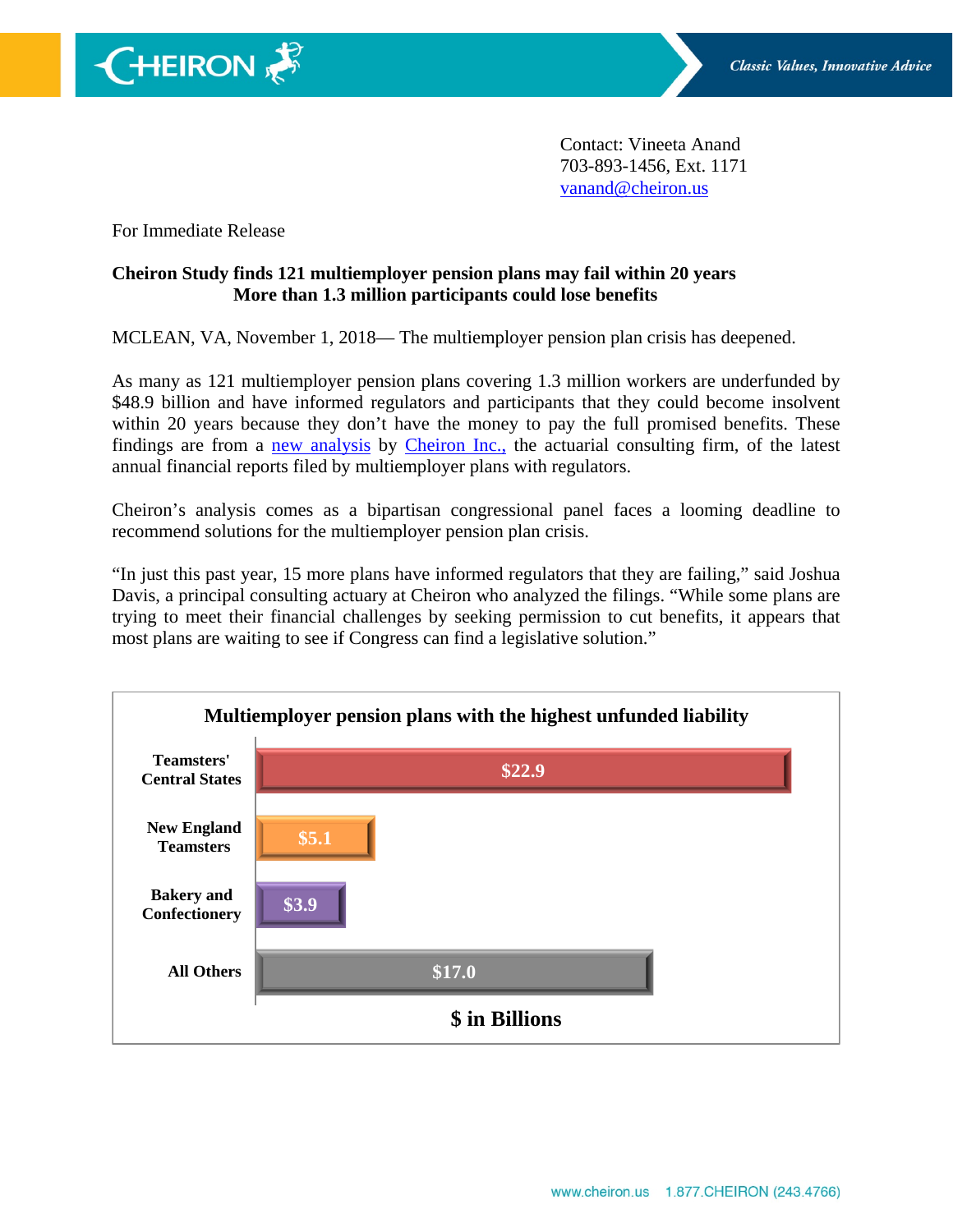Contact: Vineeta Anand
703-893-1456, Ext. 1171
vanand@cheiron.us

For Immediate Release

**Cheiron Study finds 121 multiemployer pension plans may fail within 20 years**
**More than 1.3 million participants could lose benefits**

MCLEAN, VA, November 1, 2018— The multiemployer pension plan crisis has deepened.

As many as 121 multiemployer pension plans covering 1.3 million workers are underfunded by $48.9 billion and have informed regulators and participants that they could become insolvent within 20 years because they don't have the money to pay the full promised benefits. These findings are from a new analysis by Cheiron Inc., the actuarial consulting firm, of the latest annual financial reports filed by multiemployer plans with regulators.

Cheiron's analysis comes as a bipartisan congressional panel faces a looming deadline to recommend solutions for the multiemployer pension plan crisis.

"In just this past year, 15 more plans have informed regulators that they are failing," said Joshua Davis, a principal consulting actuary at Cheiron who analyzed the filings. "While some plans are trying to meet their financial challenges by seeking permission to cut benefits, it appears that most plans are waiting to see if Congress can find a legislative solution."

**Multiemployer pension plans with the highest unfunded liability**

| Plan | $ in Billions |
|---|---|
| Teamsters' Central States | $22.9 |
| New England Teamsters | $5.1 |
| Bakery and Confectionery | $3.9 |
| All Others | $17.0 |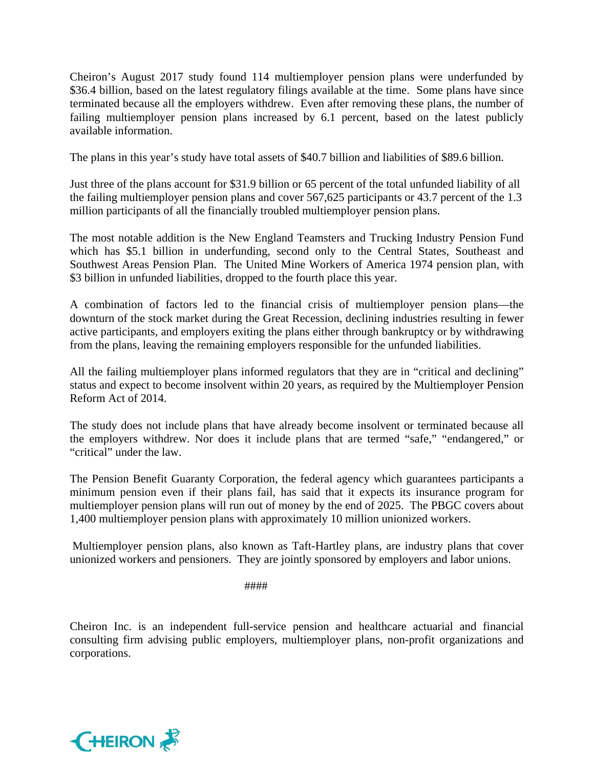Cheiron's August 2017 study found 114 multiemployer pension plans were underfunded by $36.4 billion, based on the latest regulatory filings available at the time. Some plans have since terminated because all the employers withdrew. Even after removing these plans, the number of failing multiemployer pension plans increased by 6.1 percent, based on the latest publicly available information.

The plans in this year's study have total assets of $40.7 billion and liabilities of $89.6 billion.

Just three of the plans account for $31.9 billion or 65 percent of the total unfunded liability of all the failing multiemployer pension plans and cover 567,625 participants or 43.7 percent of the 1.3 million participants of all the financially troubled multiemployer pension plans.

The most notable addition is the New England Teamsters and Trucking Industry Pension Fund which has $5.1 billion in underfunding, second only to the Central States, Southeast and Southwest Areas Pension Plan. The United Mine Workers of America 1974 pension plan, with $3 billion in unfunded liabilities, dropped to the fourth place this year.

A combination of factors led to the financial crisis of multiemployer pension plans—the downturn of the stock market during the Great Recession, declining industries resulting in fewer active participants, and employers exiting the plans either through bankruptcy or by withdrawing from the plans, leaving the remaining employers responsible for the unfunded liabilities.

All the failing multiemployer plans informed regulators that they are in "critical and declining" status and expect to become insolvent within 20 years, as required by the Multiemployer Pension Reform Act of 2014.

The study does not include plans that have already become insolvent or terminated because all the employers withdrew. Nor does it include plans that are termed "safe," "endangered," or "critical" under the law.

The Pension Benefit Guaranty Corporation, the federal agency which guarantees participants a minimum pension even if their plans fail, has said that it expects its insurance program for multiemployer pension plans will run out of money by the end of 2025. The PBGC covers about 1,400 multiemployer pension plans with approximately 10 million unionized workers.

Multiemployer pension plans, also known as Taft-Hartley plans, are industry plans that cover unionized workers and pensioners. They are jointly sponsored by employers and labor unions.

####

Cheiron Inc. is an independent full-service pension and healthcare actuarial and financial consulting firm advising public employers, multiemployer plans, non-profit organizations and corporations.

CHEIRON